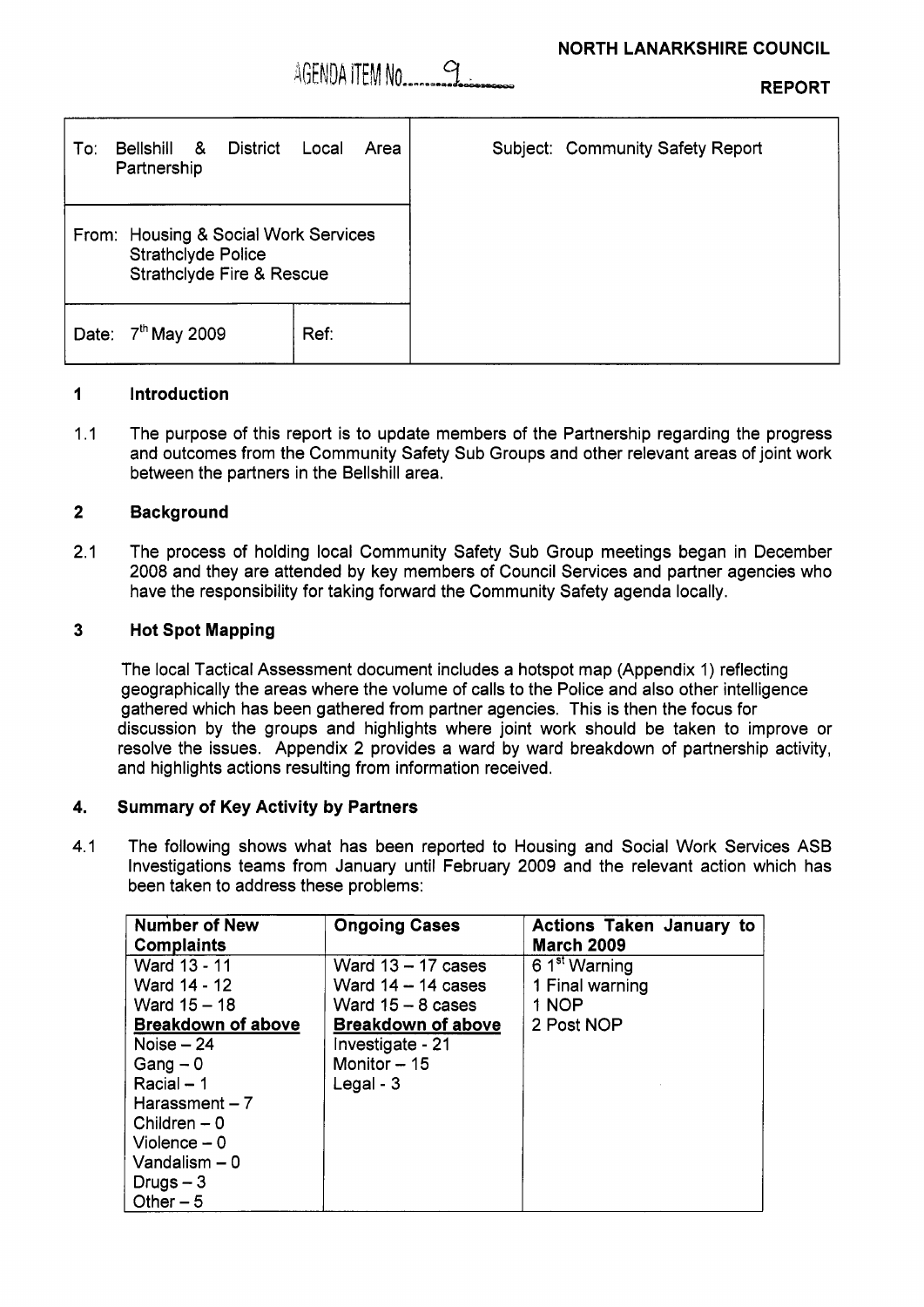AGENDA ITEM No. 9

**NORTH LANARKSHIRE COUNCIL**

**REPORT**

| To: Bellshill & District Local Area Partnership | | Subject: Community Safety Report |
|---|---|---|
| From: Housing & Social Work Services<br>Strathclyde Police<br>Strathclyde Fire & Rescue | | |
| Date: 7th May 2009 | Ref: | |

## 1 Introduction

1.1 The purpose of this report is to update members of the Partnership regarding the progress and outcomes from the Community Safety Sub Groups and other relevant areas of joint work between the partners in the Bellshill area.

## 2 Background

2.1 The process of holding local Community Safety Sub Group meetings began in December 2008 and they are attended by key members of Council Services and partner agencies who have the responsibility for taking forward the Community Safety agenda locally.

## 3 Hot Spot Mapping

The local Tactical Assessment document includes a hotspot map (Appendix 1) reflecting geographically the areas where the volume of calls to the Police and also other intelligence gathered which has been gathered from partner agencies. This is then the focus for discussion by the groups and highlights where joint work should be taken to improve or resolve the issues. Appendix 2 provides a ward by ward breakdown of partnership activity, and highlights actions resulting from information received.

## 4. Summary of Key Activity by Partners

4.1 The following shows what has been reported to Housing and Social Work Services ASB Investigations teams from January until February 2009 and the relevant action which has been taken to address these problems:

| Number of New Complaints | Ongoing Cases | Actions Taken January to March 2009 |
|---|---|---|
| Ward 13 - 11<br>Ward 14 - 12<br>Ward 15 – 18<br>**Breakdown of above**<br>Noise – 24<br>Gang – 0<br>Racial – 1<br>Harassment – 7<br>Children – 0<br>Violence – 0<br>Vandalism – 0<br>Drugs – 3<br>Other – 5 | Ward 13 – 17 cases<br>Ward 14 – 14 cases<br>Ward 15 – 8 cases<br>**Breakdown of above**<br>Investigate - 21<br>Monitor – 15<br>Legal - 3 | 6 1st Warning<br>1 Final warning<br>1 NOP<br>2 Post NOP |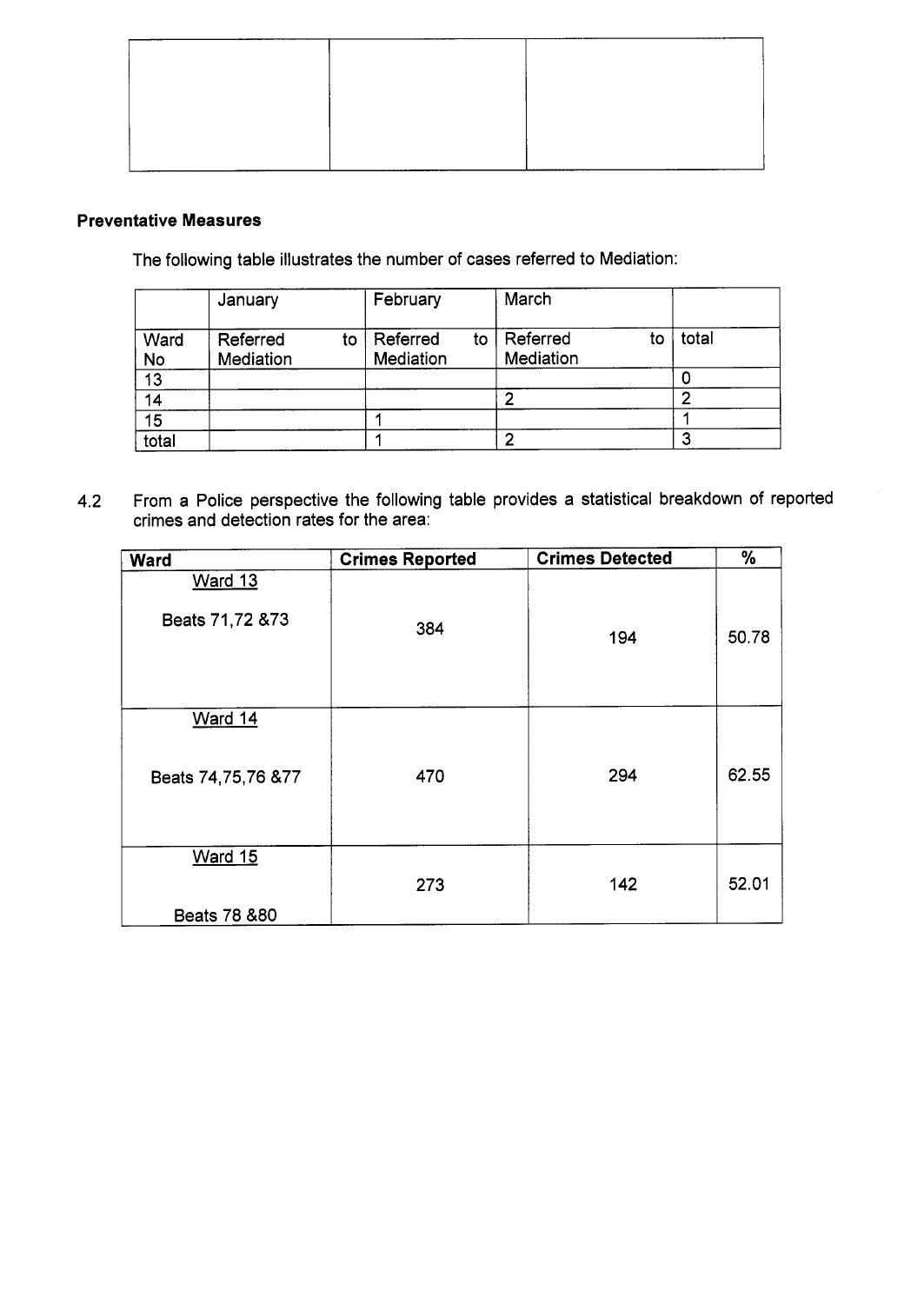| | | |
|---|---|---|
| | | |

**Preventative Measures**

The following table illustrates the number of cases referred to Mediation:

| | January | February | March | |
|---|---|---|---|---|
| Ward No | Referred to Mediation | Referred to Mediation | Referred to Mediation | total |
| 13 | | | | 0 |
| 14 | | | 2 | 2 |
| 15 | | 1 | | 1 |
| total | | 1 | 2 | 3 |

4.2 From a Police perspective the following table provides a statistical breakdown of reported crimes and detection rates for the area:

| Ward | Crimes Reported | Crimes Detected | % |
|---|---|---|---|
| Ward 13<br>Beats 71,72 &73 | 384 | 194 | 50.78 |
| Ward 14<br>Beats 74,75,76 &77 | 470 | 294 | 62.55 |
| Ward 15<br>Beats 78 &80 | 273 | 142 | 52.01 |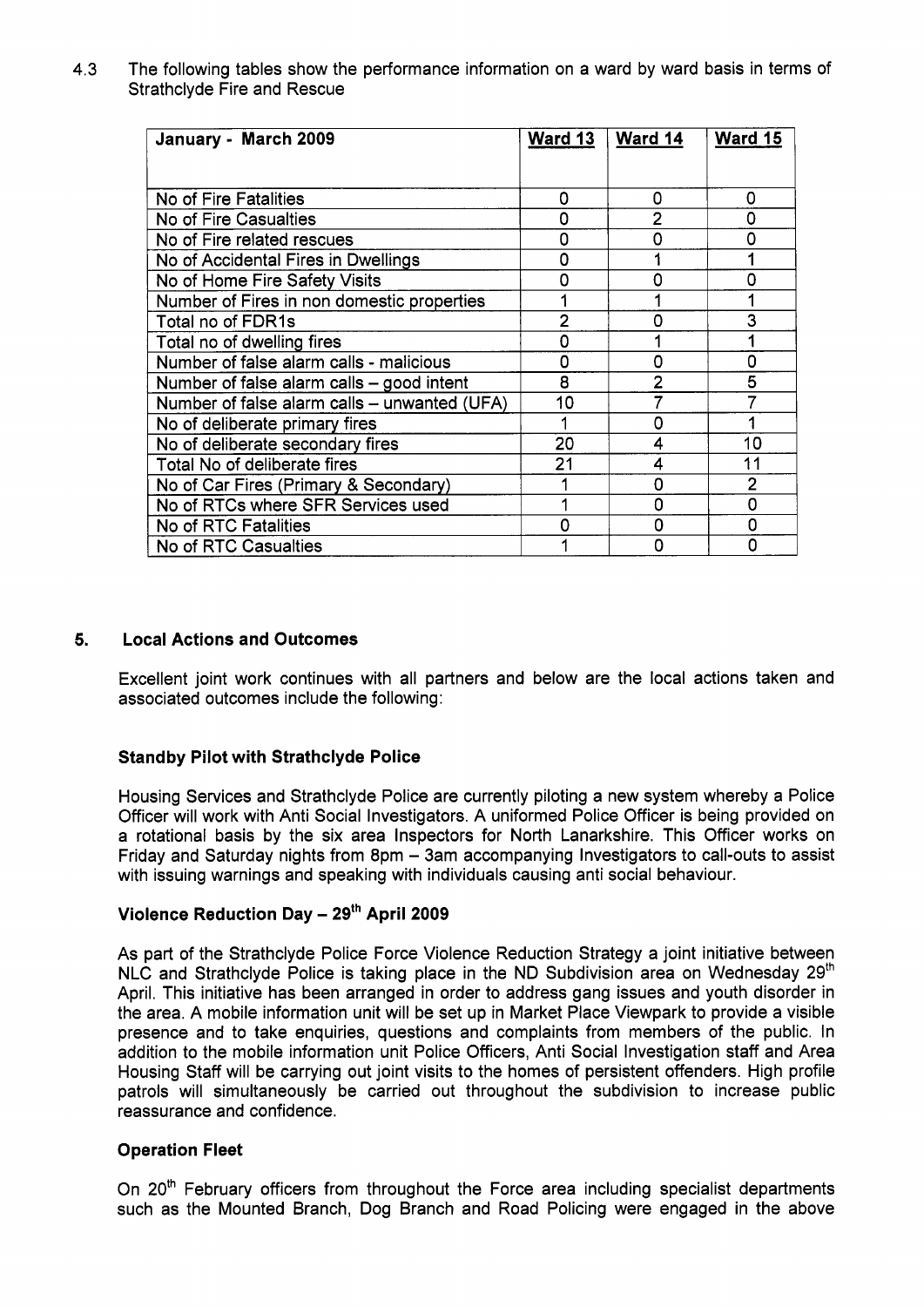4.3 The following tables show the performance information on a ward by ward basis in terms of Strathclyde Fire and Rescue

| January - March 2009 | Ward 13 | Ward 14 | Ward 15 |
|---|---|---|---|
| No of Fire Fatalities | 0 | 0 | 0 |
| No of Fire Casualties | 0 | 2 | 0 |
| No of Fire related rescues | 0 | 0 | 0 |
| No of Accidental Fires in Dwellings | 0 | 1 | 1 |
| No of Home Fire Safety Visits | 0 | 0 | 0 |
| Number of Fires in non domestic properties | 1 | 1 | 1 |
| Total no of FDR1s | 2 | 0 | 3 |
| Total no of dwelling fires | 0 | 1 | 1 |
| Number of false alarm calls - malicious | 0 | 0 | 0 |
| Number of false alarm calls – good intent | 8 | 2 | 5 |
| Number of false alarm calls – unwanted (UFA) | 10 | 7 | 7 |
| No of deliberate primary fires | 1 | 0 | 1 |
| No of deliberate secondary fires | 20 | 4 | 10 |
| Total No of deliberate fires | 21 | 4 | 11 |
| No of Car Fires (Primary & Secondary) | 1 | 0 | 2 |
| No of RTCs where SFR Services used | 1 | 0 | 0 |
| No of RTC Fatalities | 0 | 0 | 0 |
| No of RTC Casualties | 1 | 0 | 0 |

## 5. Local Actions and Outcomes

Excellent joint work continues with all partners and below are the local actions taken and associated outcomes include the following:

### Standby Pilot with Strathclyde Police

Housing Services and Strathclyde Police are currently piloting a new system whereby a Police Officer will work with Anti Social Investigators. A uniformed Police Officer is being provided on a rotational basis by the six area Inspectors for North Lanarkshire. This Officer works on Friday and Saturday nights from 8pm – 3am accompanying Investigators to call-outs to assist with issuing warnings and speaking with individuals causing anti social behaviour.

### Violence Reduction Day – 29th April 2009

As part of the Strathclyde Police Force Violence Reduction Strategy a joint initiative between NLC and Strathclyde Police is taking place in the ND Subdivision area on Wednesday 29th April. This initiative has been arranged in order to address gang issues and youth disorder in the area. A mobile information unit will be set up in Market Place Viewpark to provide a visible presence and to take enquiries, questions and complaints from members of the public. In addition to the mobile information unit Police Officers, Anti Social Investigation staff and Area Housing Staff will be carrying out joint visits to the homes of persistent offenders. High profile patrols will simultaneously be carried out throughout the subdivision to increase public reassurance and confidence.

### Operation Fleet

On 20th February officers from throughout the Force area including specialist departments such as the Mounted Branch, Dog Branch and Road Policing were engaged in the above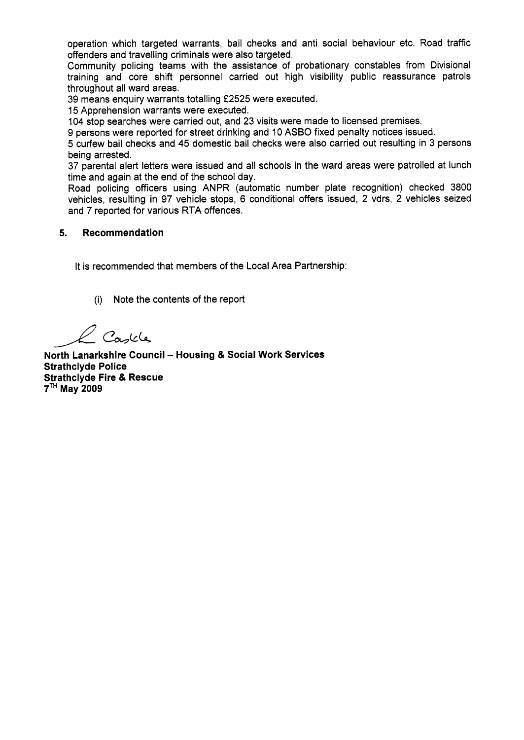operation which targeted warrants, bail checks and anti social behaviour etc. Road traffic offenders and travelling criminals were also targeted.

Community policing teams with the assistance of probationary constables from Divisional training and core shift personnel carried out high visibility public reassurance patrols throughout all ward areas.

39 means enquiry warrants totalling £2525 were executed.

15 Apprehension warrants were executed.

104 stop searches were carried out, and 23 visits were made to licensed premises.

9 persons were reported for street drinking and 10 ASBO fixed penalty notices issued.

5 curfew bail checks and 45 domestic bail checks were also carried out resulting in 3 persons being arrested.

37 parental alert letters were issued and all schools in the ward areas were patrolled at lunch time and again at the end of the school day.

Road policing officers using ANPR (automatic number plate recognition) checked 3800 vehicles, resulting in 97 vehicle stops, 6 conditional offers issued, 2 vdrs, 2 vehicles seized and 7 reported for various RTA offences.

## 5. Recommendation

It is recommended that members of the Local Area Partnership:

(i) Note the contents of the report

L Castle

**North Lanarkshire Council – Housing & Social Work Services**
**Strathclyde Police**
**Strathclyde Fire & Rescue**
**7TH May 2009**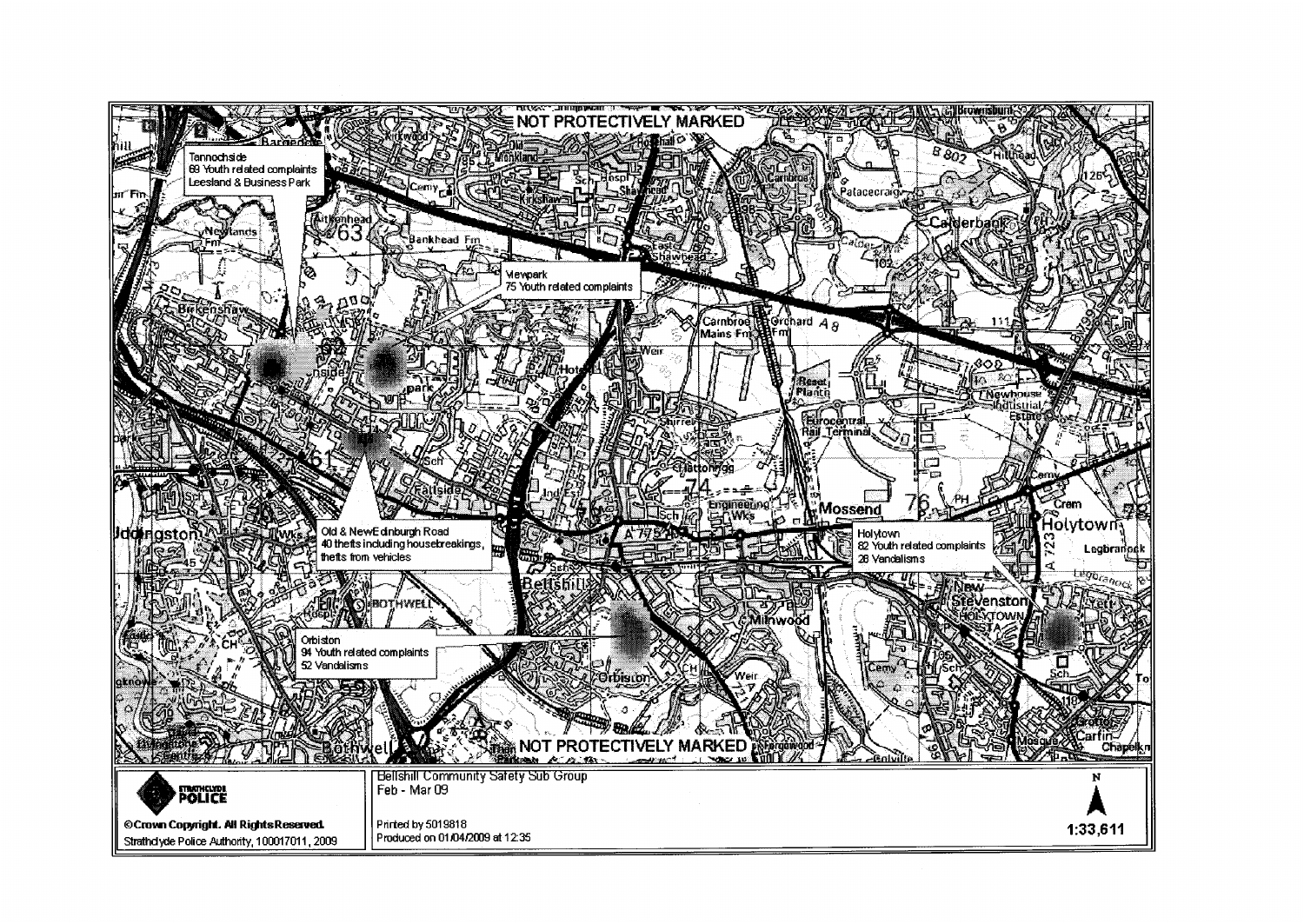NOT PROTECTIVELY MARKED

Tannochside
69 Youth related complaints
Leesland & Business Park

Viewpark
75 Youth related complaints

Old & New Edinburgh Road
40 thefts including housebreakings, thefts from vehicles

Holytown
82 Youth related complaints
26 Vandalisms

Orbiston
94 Youth related complaints
52 Vandalisms

NOT PROTECTIVELY MARKED

STRATHCLYDE POLICE

© Crown Copyright. All Rights Reserved.
Strathclyde Police Authority, 100017011, 2009

Bellshill Community Safety Sub Group
Feb - Mar 09

Printed by 5019818
Produced on 01/04/2009 at 12:35

N

1:33,611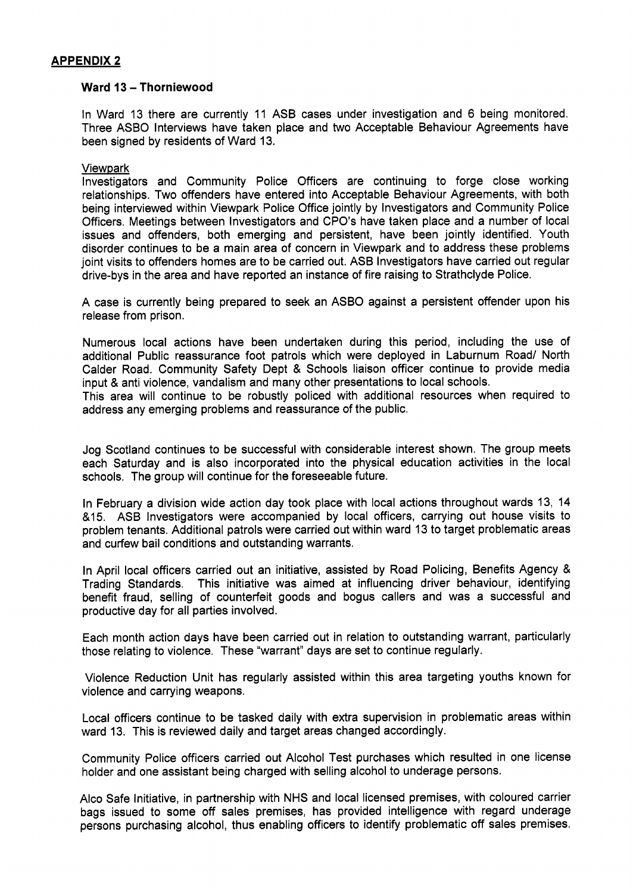**APPENDIX 2**

### Ward 13 – Thorniewood

In Ward 13 there are currently 11 ASB cases under investigation and 6 being monitored. Three ASBO Interviews have taken place and two Acceptable Behaviour Agreements have been signed by residents of Ward 13.

Viewpark

Investigators and Community Police Officers are continuing to forge close working relationships. Two offenders have entered into Acceptable Behaviour Agreements, with both being interviewed within Viewpark Police Office jointly by Investigators and Community Police Officers. Meetings between Investigators and CPO's have taken place and a number of local issues and offenders, both emerging and persistent, have been jointly identified. Youth disorder continues to be a main area of concern in Viewpark and to address these problems joint visits to offenders homes are to be carried out. ASB Investigators have carried out regular drive-bys in the area and have reported an instance of fire raising to Strathclyde Police.

A case is currently being prepared to seek an ASBO against a persistent offender upon his release from prison.

Numerous local actions have been undertaken during this period, including the use of additional Public reassurance foot patrols which were deployed in Laburnum Road/ North Calder Road. Community Safety Dept & Schools liaison officer continue to provide media input & anti violence, vandalism and many other presentations to local schools.
This area will continue to be robustly policed with additional resources when required to address any emerging problems and reassurance of the public.

Jog Scotland continues to be successful with considerable interest shown. The group meets each Saturday and is also incorporated into the physical education activities in the local schools. The group will continue for the foreseeable future.

In February a division wide action day took place with local actions throughout wards 13, 14 &15. ASB Investigators were accompanied by local officers, carrying out house visits to problem tenants. Additional patrols were carried out within ward 13 to target problematic areas and curfew bail conditions and outstanding warrants.

In April local officers carried out an initiative, assisted by Road Policing, Benefits Agency & Trading Standards. This initiative was aimed at influencing driver behaviour, identifying benefit fraud, selling of counterfeit goods and bogus callers and was a successful and productive day for all parties involved.

Each month action days have been carried out in relation to outstanding warrant, particularly those relating to violence. These "warrant" days are set to continue regularly.

Violence Reduction Unit has regularly assisted within this area targeting youths known for violence and carrying weapons.

Local officers continue to be tasked daily with extra supervision in problematic areas within ward 13. This is reviewed daily and target areas changed accordingly.

Community Police officers carried out Alcohol Test purchases which resulted in one license holder and one assistant being charged with selling alcohol to underage persons.

Alco Safe Initiative, in partnership with NHS and local licensed premises, with coloured carrier bags issued to some off sales premises, has provided intelligence with regard underage persons purchasing alcohol, thus enabling officers to identify problematic off sales premises.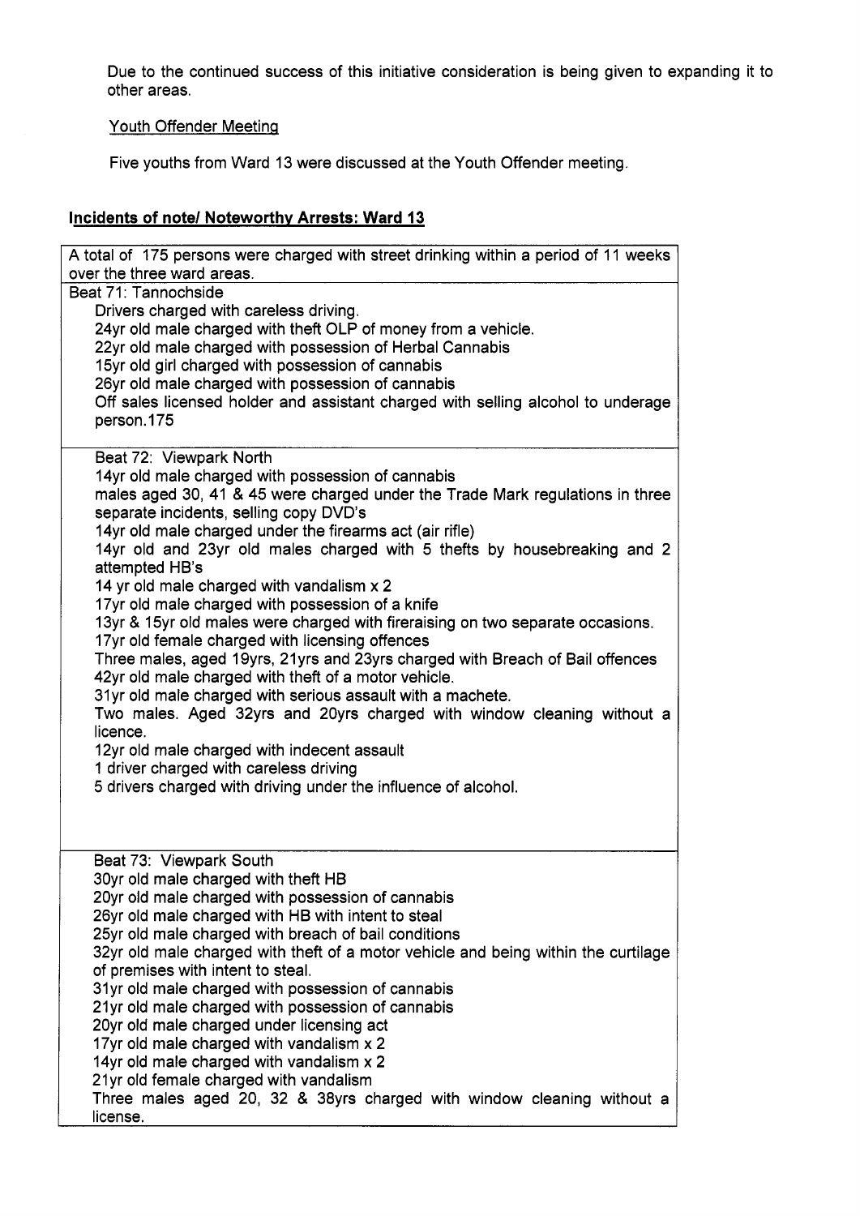Due to the continued success of this initiative consideration is being given to expanding it to other areas.

Youth Offender Meeting

Five youths from Ward 13 were discussed at the Youth Offender meeting.

## Incidents of note/ Noteworthy Arrests: Ward 13

| A total of 175 persons were charged with street drinking within a period of 11 weeks over the three ward areas. |
|---|
| Beat 71: Tannochside<br>Drivers charged with careless driving.<br>24yr old male charged with theft OLP of money from a vehicle.<br>22yr old male charged with possession of Herbal Cannabis<br>15yr old girl charged with possession of cannabis<br>26yr old male charged with possession of cannabis<br>Off sales licensed holder and assistant charged with selling alcohol to underage person.175 |
| Beat 72: Viewpark North<br>14yr old male charged with possession of cannabis<br>males aged 30, 41 & 45 were charged under the Trade Mark regulations in three separate incidents, selling copy DVD's<br>14yr old male charged under the firearms act (air rifle)<br>14yr old and 23yr old males charged with 5 thefts by housebreaking and 2 attempted HB's<br>14 yr old male charged with vandalism x 2<br>17yr old male charged with possession of a knife<br>13yr & 15yr old males were charged with fireraising on two separate occasions.<br>17yr old female charged with licensing offences<br>Three males, aged 19yrs, 21yrs and 23yrs charged with Breach of Bail offences<br>42yr old male charged with theft of a motor vehicle.<br>31yr old male charged with serious assault with a machete.<br>Two males. Aged 32yrs and 20yrs charged with window cleaning without a licence.<br>12yr old male charged with indecent assault<br>1 driver charged with careless driving<br>5 drivers charged with driving under the influence of alcohol. |
| Beat 73: Viewpark South<br>30yr old male charged with theft HB<br>20yr old male charged with possession of cannabis<br>26yr old male charged with HB with intent to steal<br>25yr old male charged with breach of bail conditions<br>32yr old male charged with theft of a motor vehicle and being within the curtilage of premises with intent to steal.<br>31yr old male charged with possession of cannabis<br>21yr old male charged with possession of cannabis<br>20yr old male charged under licensing act<br>17yr old male charged with vandalism x 2<br>14yr old male charged with vandalism x 2<br>21yr old female charged with vandalism<br>Three males aged 20, 32 & 38yrs charged with window cleaning without a license. |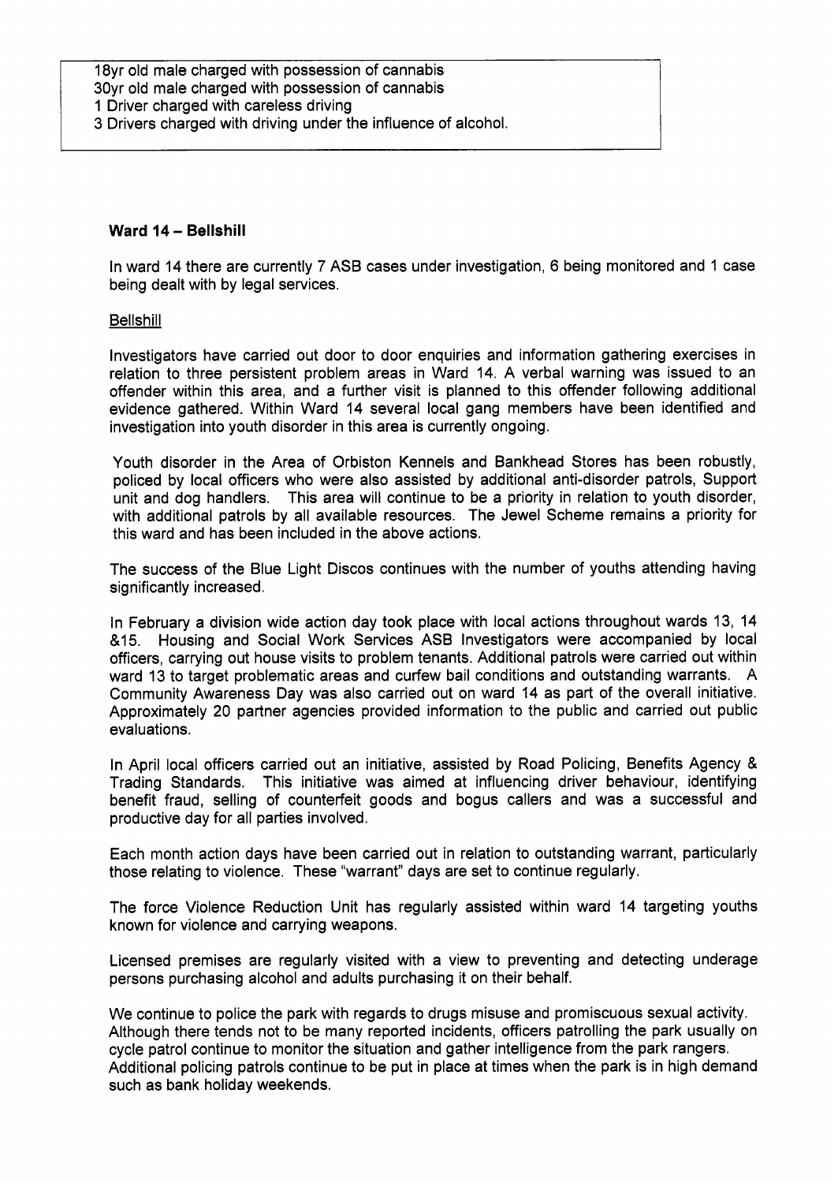18yr old male charged with possession of cannabis
30yr old male charged with possession of cannabis
1 Driver charged with careless driving
3 Drivers charged with driving under the influence of alcohol.

**Ward 14 – Bellshill**

In ward 14 there are currently 7 ASB cases under investigation, 6 being monitored and 1 case being dealt with by legal services.

Bellshill

Investigators have carried out door to door enquiries and information gathering exercises in relation to three persistent problem areas in Ward 14. A verbal warning was issued to an offender within this area, and a further visit is planned to this offender following additional evidence gathered. Within Ward 14 several local gang members have been identified and investigation into youth disorder in this area is currently ongoing.

Youth disorder in the Area of Orbiston Kennels and Bankhead Stores has been robustly, policed by local officers who were also assisted by additional anti-disorder patrols, Support unit and dog handlers. This area will continue to be a priority in relation to youth disorder, with additional patrols by all available resources. The Jewel Scheme remains a priority for this ward and has been included in the above actions.

The success of the Blue Light Discos continues with the number of youths attending having significantly increased.

In February a division wide action day took place with local actions throughout wards 13, 14 &15. Housing and Social Work Services ASB Investigators were accompanied by local officers, carrying out house visits to problem tenants. Additional patrols were carried out within ward 13 to target problematic areas and curfew bail conditions and outstanding warrants. A Community Awareness Day was also carried out on ward 14 as part of the overall initiative. Approximately 20 partner agencies provided information to the public and carried out public evaluations.

In April local officers carried out an initiative, assisted by Road Policing, Benefits Agency & Trading Standards. This initiative was aimed at influencing driver behaviour, identifying benefit fraud, selling of counterfeit goods and bogus callers and was a successful and productive day for all parties involved.

Each month action days have been carried out in relation to outstanding warrant, particularly those relating to violence. These "warrant" days are set to continue regularly.

The force Violence Reduction Unit has regularly assisted within ward 14 targeting youths known for violence and carrying weapons.

Licensed premises are regularly visited with a view to preventing and detecting underage persons purchasing alcohol and adults purchasing it on their behalf.

We continue to police the park with regards to drugs misuse and promiscuous sexual activity. Although there tends not to be many reported incidents, officers patrolling the park usually on cycle patrol continue to monitor the situation and gather intelligence from the park rangers. Additional policing patrols continue to be put in place at times when the park is in high demand such as bank holiday weekends.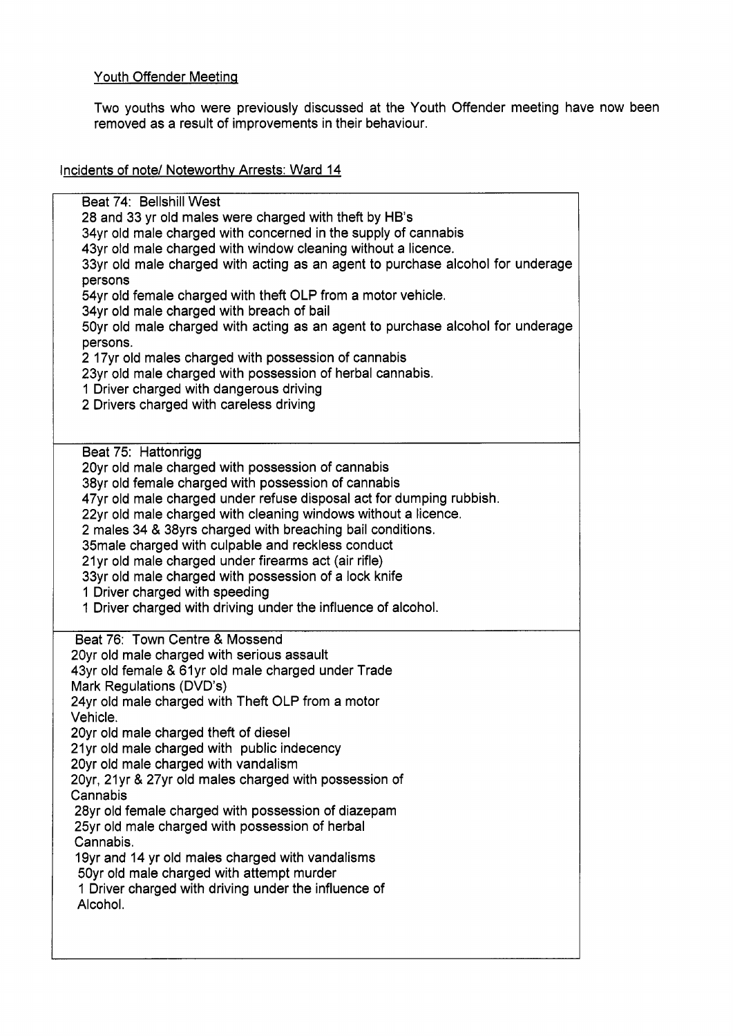Youth Offender Meeting

Two youths who were previously discussed at the Youth Offender meeting have now been removed as a result of improvements in their behaviour.

Incidents of note/ Noteworthy Arrests: Ward 14

| |
|---|
| Beat 74: Bellshill West<br>28 and 33 yr old males were charged with theft by HB's<br>34yr old male charged with concerned in the supply of cannabis<br>43yr old male charged with window cleaning without a licence.<br>33yr old male charged with acting as an agent to purchase alcohol for underage persons<br>54yr old female charged with theft OLP from a motor vehicle.<br>34yr old male charged with breach of bail<br>50yr old male charged with acting as an agent to purchase alcohol for underage persons.<br>2 17yr old males charged with possession of cannabis<br>23yr old male charged with possession of herbal cannabis.<br>1 Driver charged with dangerous driving<br>2 Drivers charged with careless driving |
| Beat 75: Hattonrigg<br>20yr old male charged with possession of cannabis<br>38yr old female charged with possession of cannabis<br>47yr old male charged under refuse disposal act for dumping rubbish.<br>22yr old male charged with cleaning windows without a licence.<br>2 males 34 & 38yrs charged with breaching bail conditions.<br>35male charged with culpable and reckless conduct<br>21yr old male charged under firearms act (air rifle)<br>33yr old male charged with possession of a lock knife<br>1 Driver charged with speeding<br>1 Driver charged with driving under the influence of alcohol. |
| Beat 76: Town Centre & Mossend<br>20yr old male charged with serious assault<br>43yr old female & 61yr old male charged under Trade Mark Regulations (DVD's)<br>24yr old male charged with Theft OLP from a motor Vehicle.<br>20yr old male charged theft of diesel<br>21yr old male charged with public indecency<br>20yr old male charged with vandalism<br>20yr, 21yr & 27yr old males charged with possession of Cannabis<br>28yr old female charged with possession of diazepam<br>25yr old male charged with possession of herbal Cannabis.<br>19yr and 14 yr old males charged with vandalisms<br>50yr old male charged with attempt murder<br>1 Driver charged with driving under the influence of Alcohol. |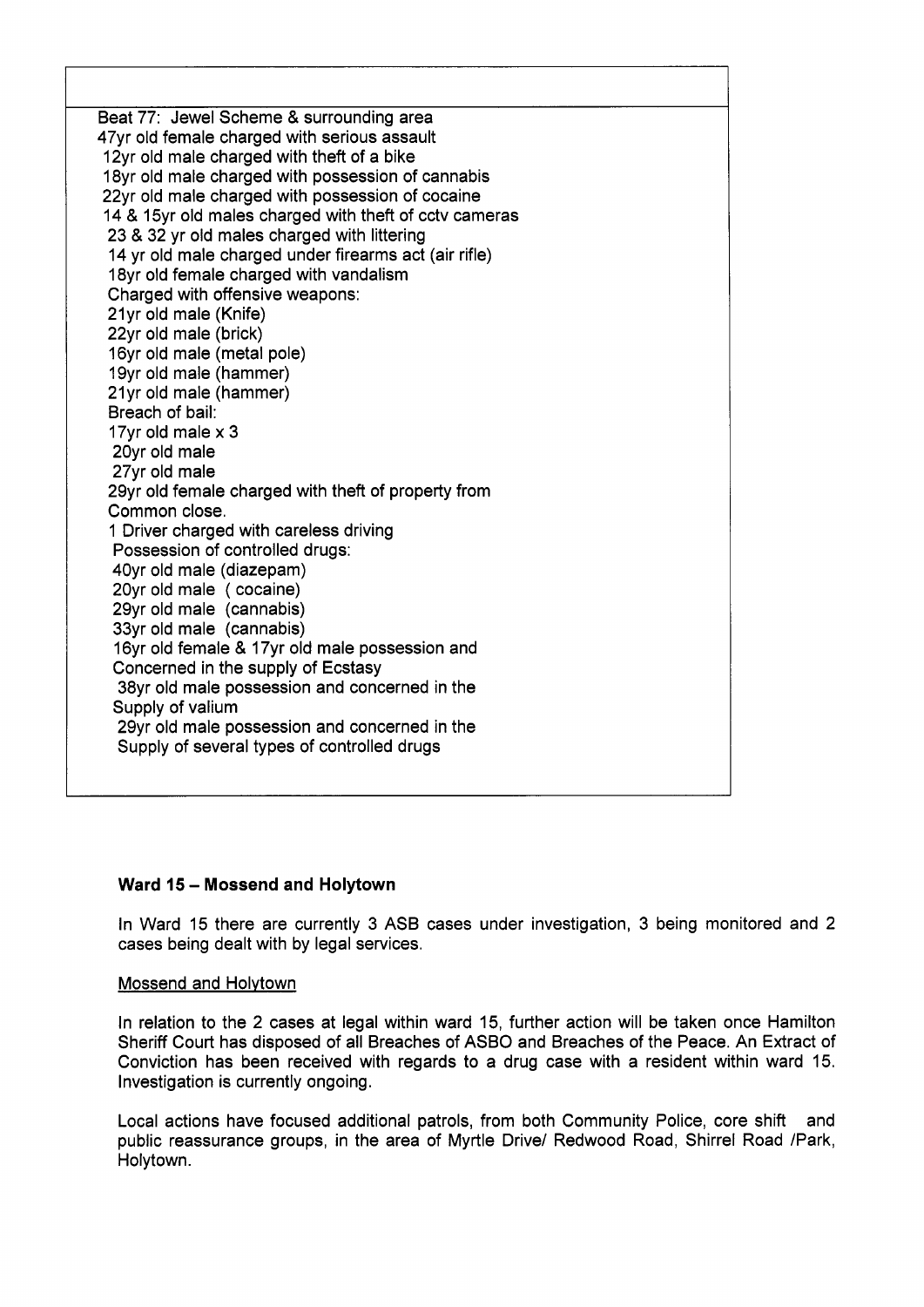Beat 77: Jewel Scheme & surrounding area
47yr old female charged with serious assault
12yr old male charged with theft of a bike
18yr old male charged with possession of cannabis
22yr old male charged with possession of cocaine
14 & 15yr old males charged with theft of cctv cameras
23 & 32 yr old males charged with littering
14 yr old male charged under firearms act (air rifle)
18yr old female charged with vandalism
Charged with offensive weapons:
21yr old male (Knife)
22yr old male (brick)
16yr old male (metal pole)
19yr old male (hammer)
21yr old male (hammer)
Breach of bail:
17yr old male x 3
20yr old male
27yr old male
29yr old female charged with theft of property from Common close.
1 Driver charged with careless driving
Possession of controlled drugs:
40yr old male (diazepam)
20yr old male ( cocaine)
29yr old male (cannabis)
33yr old male (cannabis)
16yr old female & 17yr old male possession and Concerned in the supply of Ecstasy
38yr old male possession and concerned in the Supply of valium
29yr old male possession and concerned in the Supply of several types of controlled drugs

**Ward 15 – Mossend and Holytown**

In Ward 15 there are currently 3 ASB cases under investigation, 3 being monitored and 2 cases being dealt with by legal services.

Mossend and Holytown

In relation to the 2 cases at legal within ward 15, further action will be taken once Hamilton Sheriff Court has disposed of all Breaches of ASBO and Breaches of the Peace. An Extract of Conviction has been received with regards to a drug case with a resident within ward 15. Investigation is currently ongoing.

Local actions have focused additional patrols, from both Community Police, core shift and public reassurance groups, in the area of Myrtle Drive/ Redwood Road, Shirrel Road /Park, Holytown.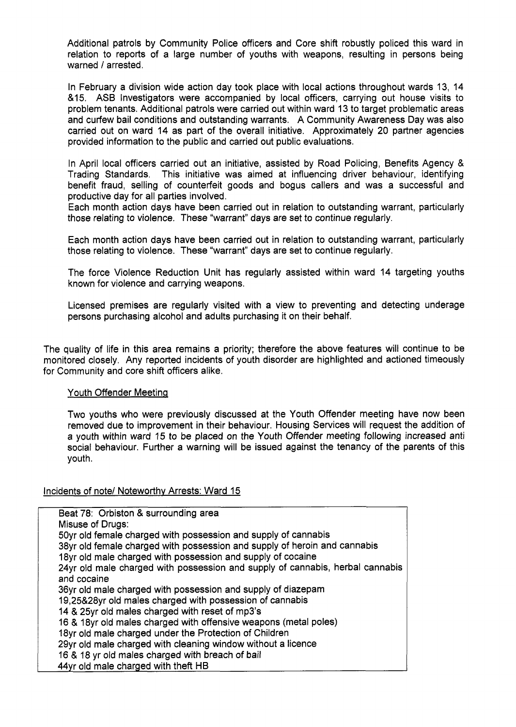Additional patrols by Community Police officers and Core shift robustly policed this ward in relation to reports of a large number of youths with weapons, resulting in persons being warned / arrested.

In February a division wide action day took place with local actions throughout wards 13, 14 &15. ASB Investigators were accompanied by local officers, carrying out house visits to problem tenants. Additional patrols were carried out within ward 13 to target problematic areas and curfew bail conditions and outstanding warrants. A Community Awareness Day was also carried out on ward 14 as part of the overall initiative. Approximately 20 partner agencies provided information to the public and carried out public evaluations.

In April local officers carried out an initiative, assisted by Road Policing, Benefits Agency & Trading Standards. This initiative was aimed at influencing driver behaviour, identifying benefit fraud, selling of counterfeit goods and bogus callers and was a successful and productive day for all parties involved.
Each month action days have been carried out in relation to outstanding warrant, particularly those relating to violence. These "warrant" days are set to continue regularly.

Each month action days have been carried out in relation to outstanding warrant, particularly those relating to violence. These "warrant" days are set to continue regularly.

The force Violence Reduction Unit has regularly assisted within ward 14 targeting youths known for violence and carrying weapons.

Licensed premises are regularly visited with a view to preventing and detecting underage persons purchasing alcohol and adults purchasing it on their behalf.

The quality of life in this area remains a priority; therefore the above features will continue to be monitored closely. Any reported incidents of youth disorder are highlighted and actioned timeously for Community and core shift officers alike.

<u>Youth Offender Meeting</u>

Two youths who were previously discussed at the Youth Offender meeting have now been removed due to improvement in their behaviour. Housing Services will request the addition of a youth within ward 15 to be placed on the Youth Offender meeting following increased anti social behaviour. Further a warning will be issued against the tenancy of the parents of this youth.

<u>Incidents of note/ Noteworthy Arrests: Ward 15</u>

| Beat 78: Orbiston & surrounding area |
|---|
| Misuse of Drugs: |
| 50yr old female charged with possession and supply of cannabis |
| 38yr old female charged with possession and supply of heroin and cannabis |
| 18yr old male charged with possession and supply of cocaine |
| 24yr old male charged with possession and supply of cannabis, herbal cannabis and cocaine |
| 36yr old male charged with possession and supply of diazepam |
| 19,25&28yr old males charged with possession of cannabis |
| 14 & 25yr old males charged with reset of mp3's |
| 16 & 18yr old males charged with offensive weapons (metal poles) |
| 18yr old male charged under the Protection of Children |
| 29yr old male charged with cleaning window without a licence |
| 16 & 18 yr old males charged with breach of bail |
| 44yr old male charged with theft HB |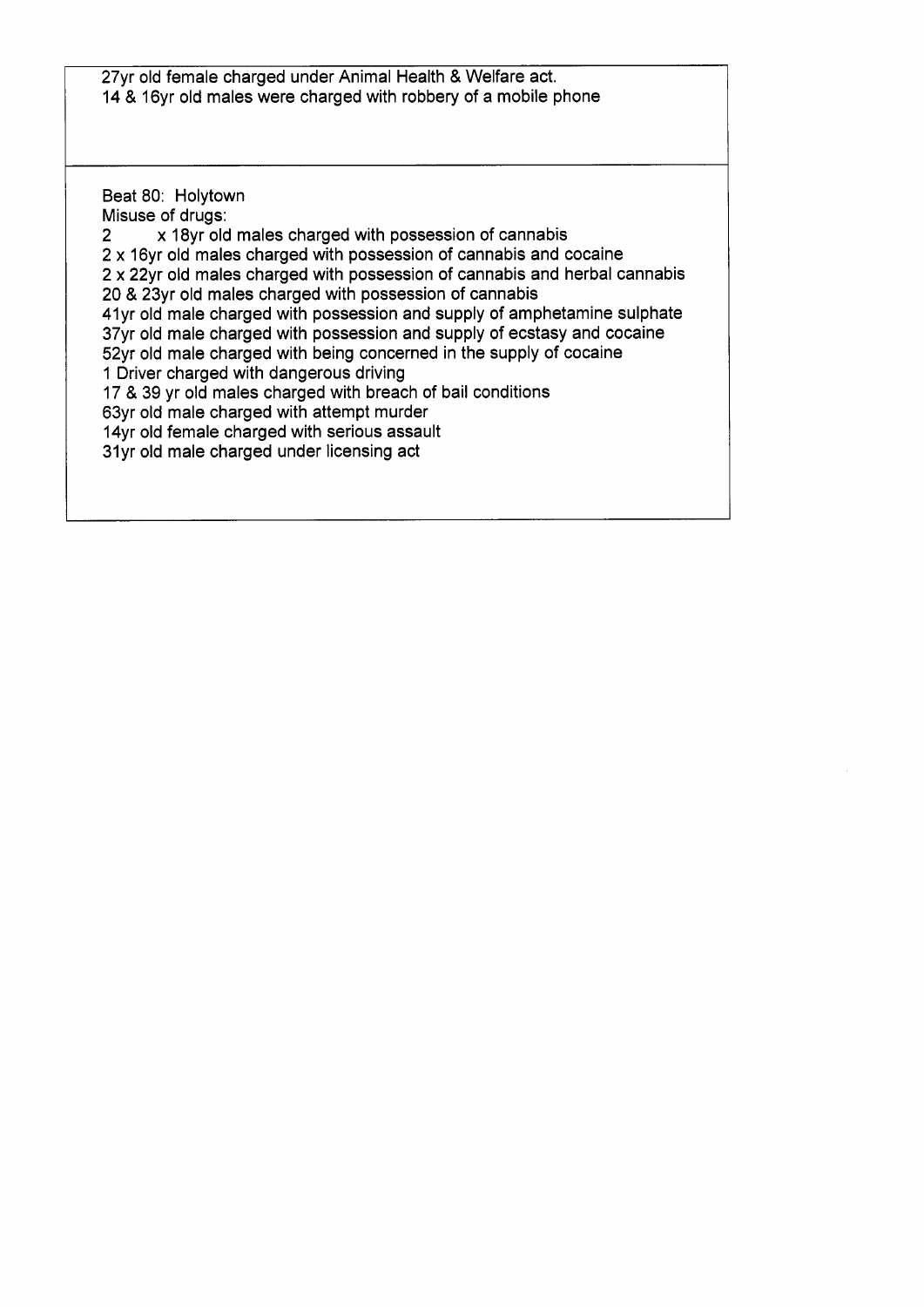27yr old female charged under Animal Health & Welfare act.
14 & 16yr old males were charged with robbery of a mobile phone

Beat 80: Holytown
Misuse of drugs:
2 x 18yr old males charged with possession of cannabis
2 x 16yr old males charged with possession of cannabis and cocaine
2 x 22yr old males charged with possession of cannabis and herbal cannabis
20 & 23yr old males charged with possession of cannabis
41yr old male charged with possession and supply of amphetamine sulphate
37yr old male charged with possession and supply of ecstasy and cocaine
52yr old male charged with being concerned in the supply of cocaine
1 Driver charged with dangerous driving
17 & 39 yr old males charged with breach of bail conditions
63yr old male charged with attempt murder
14yr old female charged with serious assault
31yr old male charged under licensing act